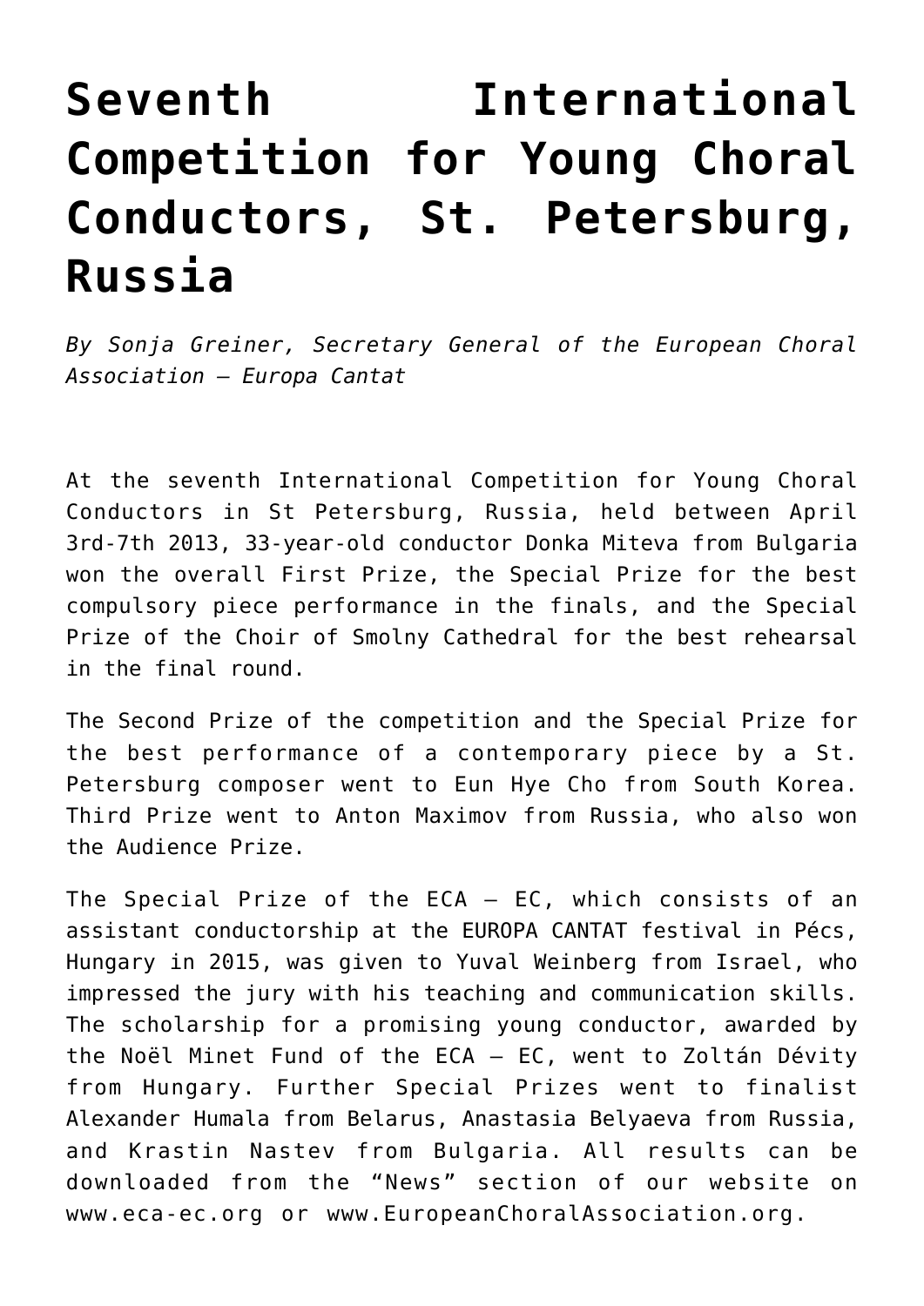# Seventh International Competition for Young Choral Conductors, St. Petersburg, Russia

*By Sonja Greiner, Secretary General of the European Choral Association – Europa Cantat*

At the seventh International Competition for Young Choral Conductors in St Petersburg, Russia, held between April 3rd-7th 2013, 33-year-old conductor Donka Miteva from Bulgaria won the overall First Prize, the Special Prize for the best compulsory piece performance in the finals, and the Special Prize of the Choir of Smolny Cathedral for the best rehearsal in the final round.

The Second Prize of the competition and the Special Prize for the best performance of a contemporary piece by a St. Petersburg composer went to Eun Hye Cho from South Korea. Third Prize went to Anton Maximov from Russia, who also won the Audience Prize.

The Special Prize of the ECA – EC, which consists of an assistant conductorship at the EUROPA CANTAT festival in Pécs, Hungary in 2015, was given to Yuval Weinberg from Israel, who impressed the jury with his teaching and communication skills. The scholarship for a promising young conductor, awarded by the Noël Minet Fund of the ECA – EC, went to Zoltán Dévity from Hungary. Further Special Prizes went to finalist Alexander Humala from Belarus, Anastasia Belyaeva from Russia, and Krastin Nastev from Bulgaria. All results can be downloaded from the "News" section of our website on www.eca-ec.org or www.EuropeanChoralAssociation.org.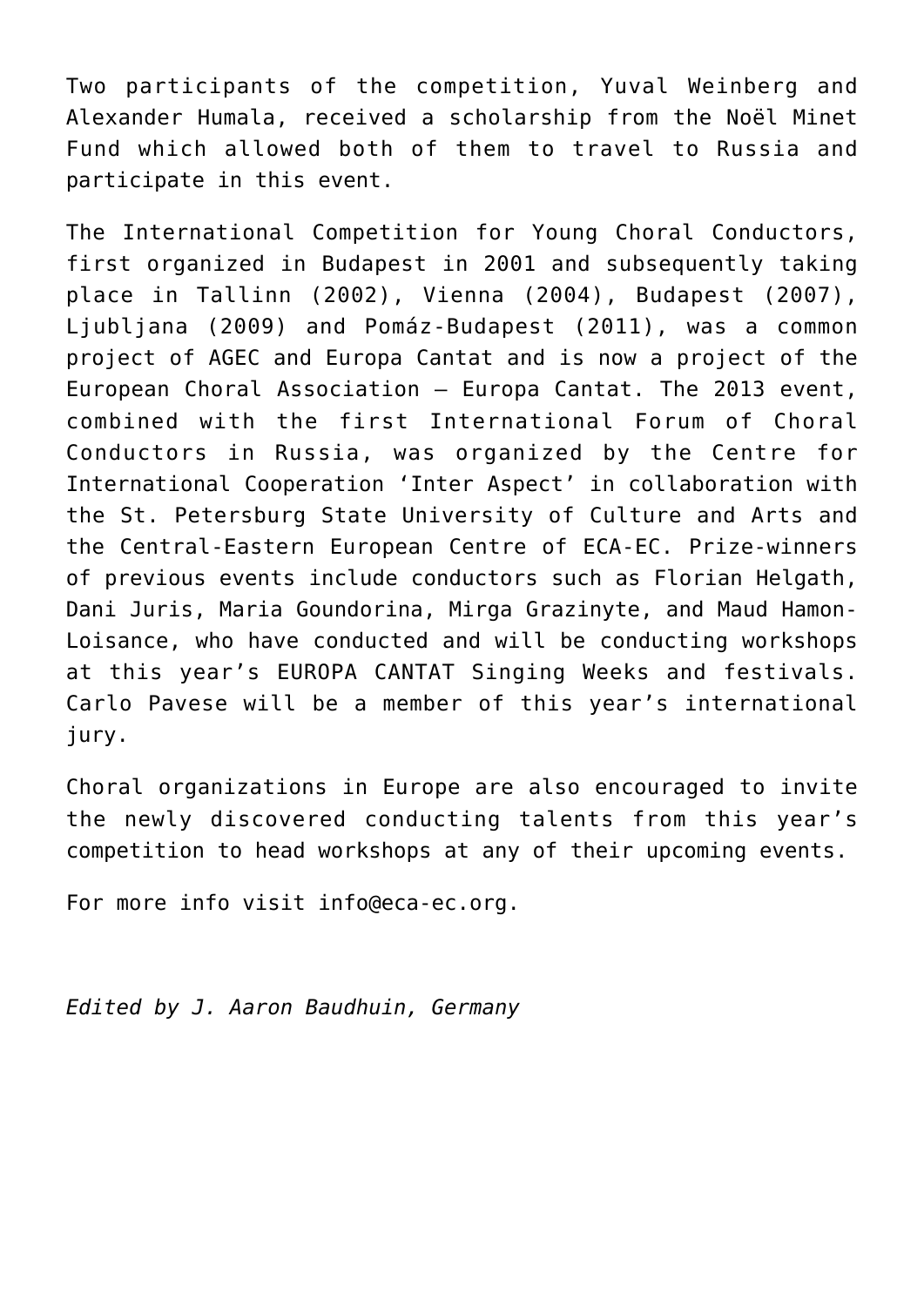Two participants of the competition, Yuval Weinberg and Alexander Humala, received a scholarship from the Noël Minet Fund which allowed both of them to travel to Russia and participate in this event.

The International Competition for Young Choral Conductors, first organized in Budapest in 2001 and subsequently taking place in Tallinn (2002), Vienna (2004), Budapest (2007), Ljubljana (2009) and Pomáz-Budapest (2011), was a common project of AGEC and Europa Cantat and is now a project of the European Choral Association – Europa Cantat. The 2013 event, combined with the first International Forum of Choral Conductors in Russia, was organized by the Centre for International Cooperation 'Inter Aspect' in collaboration with the St. Petersburg State University of Culture and Arts and the Central-Eastern European Centre of ECA-EC. Prize-winners of previous events include conductors such as Florian Helgath, Dani Juris, Maria Goundorina, Mirga Grazinyte, and Maud Hamon-Loisance, who have conducted and will be conducting workshops at this year's EUROPA CANTAT Singing Weeks and festivals. Carlo Pavese will be a member of this year's international jury.

Choral organizations in Europe are also encouraged to invite the newly discovered conducting talents from this year's competition to head workshops at any of their upcoming events.

For more info visit info@eca-ec.org.

*Edited by J. Aaron Baudhuin, Germany*